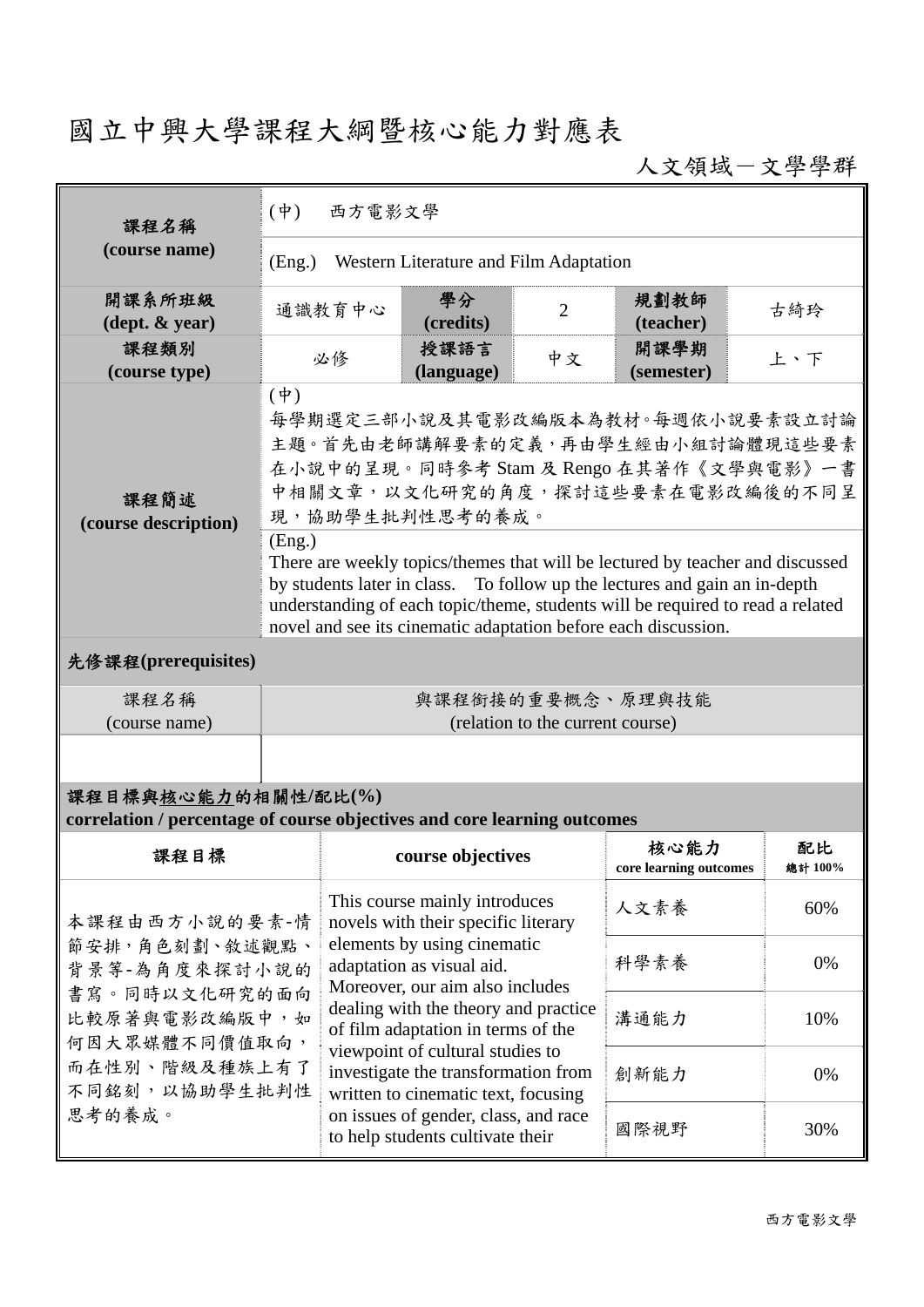# 國立中興大學課程大綱暨核心能力對應表

人文領域－文學學群

| 課程名稱 (course name) | (中)　西方電影文學 | | | | |
|---|---|---|---|---|---|
| | (Eng.)　Western Literature and Film Adaptation | | | | |
| 開課系所班級 (dept. & year) | 通識教育中心 | 學分 (credits) | 2 | 規劃教師 (teacher) | 古綺玲 |
| 課程類別 (course type) | 必修 | 授課語言 (language) | 中文 | 開課學期 (semester) | 上、下 |
| 課程簡述 (course description) | (中) 每學期選定三部小說及其電影改編版本為教材。每週依小說要素設立討論主題。首先由老師講解要素的定義，再由學生經由小組討論體現這些要素在小說中的呈現。同時參考 Stam 及 Rengo 在其著作《文學與電影》一書中相關文章，以文化研究的角度，探討這些要素在電影改編後的不同呈現，協助學生批判性思考的養成。 | | | | |
| | (Eng.) There are weekly topics/themes that will be lectured by teacher and discussed by students later in class.　To follow up the lectures and gain an in-depth understanding of each topic/theme, students will be required to read a related novel and see its cinematic adaptation before each discussion. | | | | |

**先修課程(prerequisites)**

| 課程名稱 (course name) | 與課程銜接的重要概念、原理與技能 (relation to the current course) |
|---|---|
| | |

**課程目標與核心能力的相關性/配比(%)**
**correlation / percentage of course objectives and core learning outcomes**

| 課程目標 | course objectives | 核心能力 core learning outcomes | 配比 總計 100% |
|---|---|---|---|
| 本課程由西方小說的要素-情節安排，角色刻劃、敘述觀點、背景等-為角度來探討小說的書寫。同時以文化研究的面向比較原著與電影改編版中，如何因大眾媒體不同價值取向，而在性別、階級及種族上有了不同銘刻，以協助學生批判性思考的養成。 | This course mainly introduces novels with their specific literary elements by using cinematic adaptation as visual aid. Moreover, our aim also includes dealing with the theory and practice of film adaptation in terms of the viewpoint of cultural studies to investigate the transformation from written to cinematic text, focusing on issues of gender, class, and race to help students cultivate their | 人文素養 | 60% |
| | | 科學素養 | 0% |
| | | 溝通能力 | 10% |
| | | 創新能力 | 0% |
| | | 國際視野 | 30% |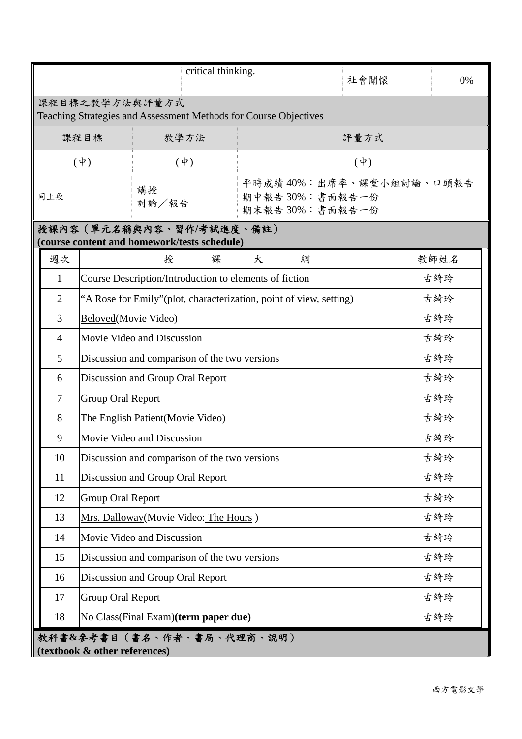| | critical thinking. | 社會關懷 | 0% |
|---|---|---|---|

課程目標之教學方法與評量方式
Teaching Strategies and Assessment Methods for Course Objectives

| 課程目標 | 教學方法 | 評量方式 |
|---|---|---|
| (中) | (中) | (中) |
| 同上段 | 講授<br>討論／報告 | 平時成績 40%：出席率、課堂小組討論、口頭報告<br>期中報告 30%：書面報告一份<br>期末報告 30%：書面報告一份 |

**授課內容（單元名稱與內容、習作/考試進度、備註）**
**(course content and homework/tests schedule)**

| 週次 | 授　課　大　綱 | 教師姓名 |
|---|---|---|
| 1 | Course Description/Introduction to elements of fiction | 古綺玲 |
| 2 | "A Rose for Emily"(plot, characterization, point of view, setting) | 古綺玲 |
| 3 | Beloved(Movie Video) | 古綺玲 |
| 4 | Movie Video and Discussion | 古綺玲 |
| 5 | Discussion and comparison of the two versions | 古綺玲 |
| 6 | Discussion and Group Oral Report | 古綺玲 |
| 7 | Group Oral Report | 古綺玲 |
| 8 | The English Patient(Movie Video) | 古綺玲 |
| 9 | Movie Video and Discussion | 古綺玲 |
| 10 | Discussion and comparison of the two versions | 古綺玲 |
| 11 | Discussion and Group Oral Report | 古綺玲 |
| 12 | Group Oral Report | 古綺玲 |
| 13 | Mrs. Dalloway(Movie Video: The Hours ) | 古綺玲 |
| 14 | Movie Video and Discussion | 古綺玲 |
| 15 | Discussion and comparison of the two versions | 古綺玲 |
| 16 | Discussion and Group Oral Report | 古綺玲 |
| 17 | Group Oral Report | 古綺玲 |
| 18 | No Class(Final Exam)**(term paper due)** | 古綺玲 |

**教科書&參考書目（書名、作者、書局、代理商、說明）**
**(textbook & other references)**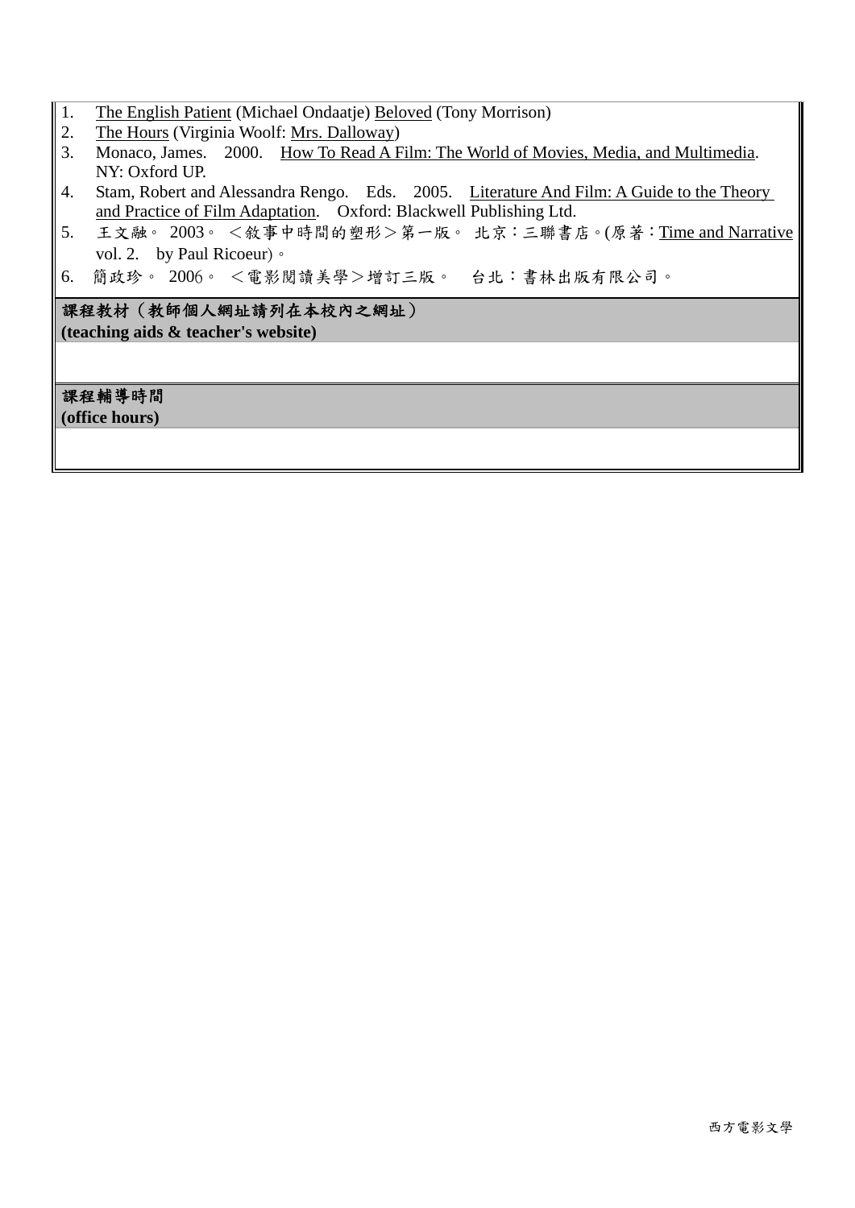1. <u>The English Patient</u> (Michael Ondaatje) <u>Beloved</u> (Tony Morrison)
2. <u>The Hours</u> (Virginia Woolf: <u>Mrs. Dalloway</u>)
3. Monaco, James.　2000.　<u>How To Read A Film: The World of Movies, Media, and Multimedia</u>. NY: Oxford UP.
4. Stam, Robert and Alessandra Rengo.　Eds.　2005.　<u>Literature And Film: A Guide to the Theory and Practice of Film Adaptation</u>.　Oxford: Blackwell Publishing Ltd.
5. 王文融。 2003。 ＜敘事中時間的塑形＞第一版。 北京：三聯書店。(原著：<u>Time and Narrative</u> vol. 2.　by Paul Ricoeur)。
6. 簡政珍。 2006。 ＜電影閱讀美學＞增訂三版。　台北：書林出版有限公司。

| 課程教材（教師個人網址請列在本校內之網址）<br>**(teaching aids & teacher's website)** |
|---|
| |

| 課程輔導時間<br>**(office hours)** |
|---|
| |